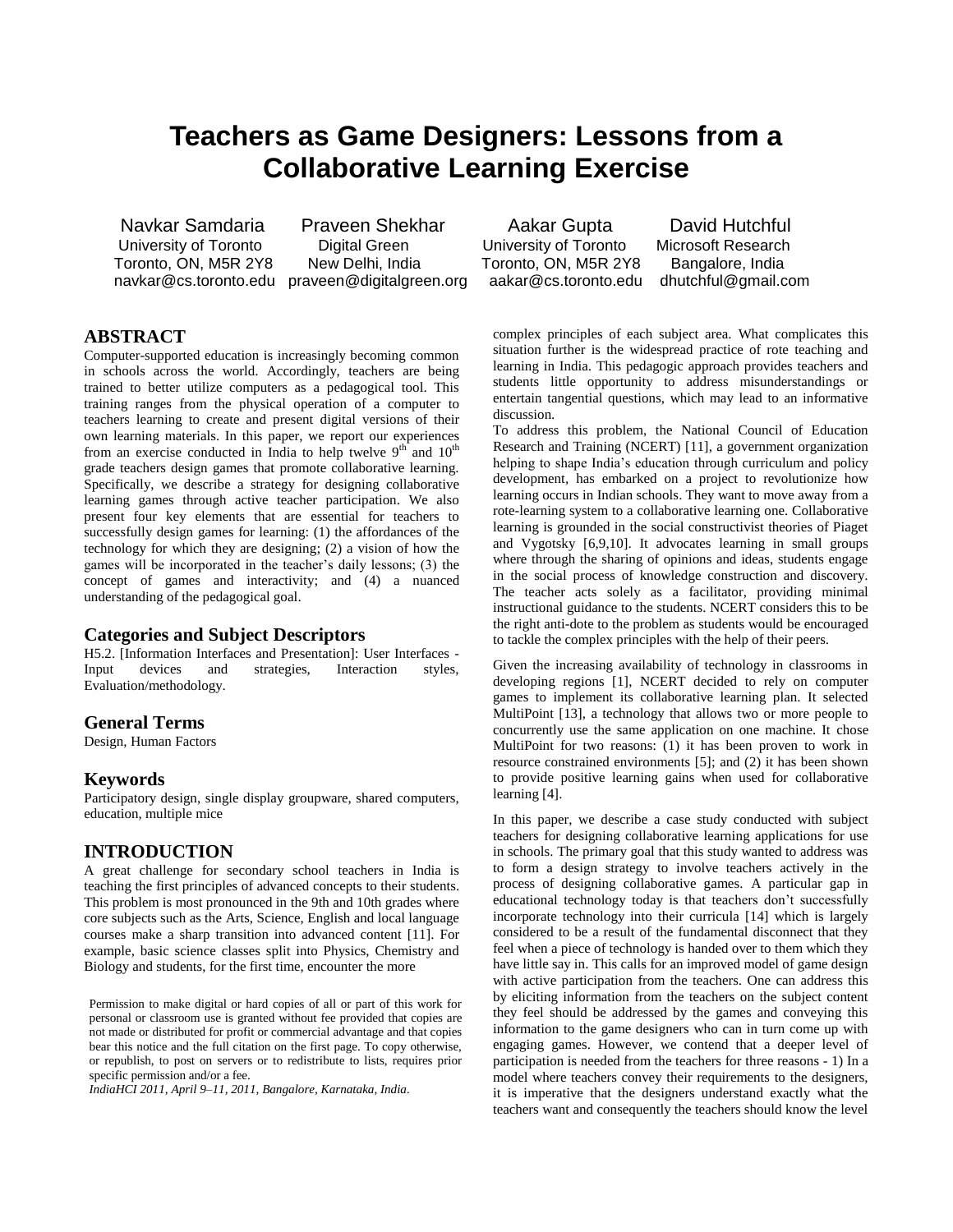# Teachers as Game Designers: Lessons from a Collaborative Learning Exercise

Navkar Samdaria
University of Toronto
Toronto, ON, M5R 2Y8
navkar@cs.toronto.edu

Praveen Shekhar
Digital Green
New Delhi, India
praveen@digitalgreen.org

Aakar Gupta
University of Toronto
Toronto, ON, M5R 2Y8
aakar@cs.toronto.edu

David Hutchful
Microsoft Research
Bangalore, India
dhutchful@gmail.com

## ABSTRACT

Computer-supported education is increasingly becoming common in schools across the world. Accordingly, teachers are being trained to better utilize computers as a pedagogical tool. This training ranges from the physical operation of a computer to teachers learning to create and present digital versions of their own learning materials. In this paper, we report our experiences from an exercise conducted in India to help twelve 9th and 10th grade teachers design games that promote collaborative learning. Specifically, we describe a strategy for designing collaborative learning games through active teacher participation. We also present four key elements that are essential for teachers to successfully design games for learning: (1) the affordances of the technology for which they are designing; (2) a vision of how the games will be incorporated in the teacher's daily lessons; (3) the concept of games and interactivity; and (4) a nuanced understanding of the pedagogical goal.

### Categories and Subject Descriptors

H5.2. [Information Interfaces and Presentation]: User Interfaces - Input devices and strategies, Interaction styles, Evaluation/methodology.

### General Terms

Design, Human Factors

### Keywords

Participatory design, single display groupware, shared computers, education, multiple mice

## INTRODUCTION

A great challenge for secondary school teachers in India is teaching the first principles of advanced concepts to their students. This problem is most pronounced in the 9th and 10th grades where core subjects such as the Arts, Science, English and local language courses make a sharp transition into advanced content [11]. For example, basic science classes split into Physics, Chemistry and Biology and students, for the first time, encounter the more complex principles of each subject area. What complicates this situation further is the widespread practice of rote teaching and learning in India. This pedagogic approach provides teachers and students little opportunity to address misunderstandings or entertain tangential questions, which may lead to an informative discussion.

To address this problem, the National Council of Education Research and Training (NCERT) [11], a government organization helping to shape India's education through curriculum and policy development, has embarked on a project to revolutionize how learning occurs in Indian schools. They want to move away from a rote-learning system to a collaborative learning one. Collaborative learning is grounded in the social constructivist theories of Piaget and Vygotsky [6,9,10]. It advocates learning in small groups where through the sharing of opinions and ideas, students engage in the social process of knowledge construction and discovery. The teacher acts solely as a facilitator, providing minimal instructional guidance to the students. NCERT considers this to be the right anti-dote to the problem as students would be encouraged to tackle the complex principles with the help of their peers.

Given the increasing availability of technology in classrooms in developing regions [1], NCERT decided to rely on computer games to implement its collaborative learning plan. It selected MultiPoint [13], a technology that allows two or more people to concurrently use the same application on one machine. It chose MultiPoint for two reasons: (1) it has been proven to work in resource constrained environments [5]; and (2) it has been shown to provide positive learning gains when used for collaborative learning [4].

In this paper, we describe a case study conducted with subject teachers for designing collaborative learning applications for use in schools. The primary goal that this study wanted to address was to form a design strategy to involve teachers actively in the process of designing collaborative games. A particular gap in educational technology today is that teachers don't successfully incorporate technology into their curricula [14] which is largely considered to be a result of the fundamental disconnect that they feel when a piece of technology is handed over to them which they have little say in. This calls for an improved model of game design with active participation from the teachers. One can address this by eliciting information from the teachers on the subject content they feel should be addressed by the games and conveying this information to the game designers who can in turn come up with engaging games. However, we contend that a deeper level of participation is needed from the teachers for three reasons - 1) In a model where teachers convey their requirements to the designers, it is imperative that the designers understand exactly what the teachers want and consequently the teachers should know the level

Permission to make digital or hard copies of all or part of this work for personal or classroom use is granted without fee provided that copies are not made or distributed for profit or commercial advantage and that copies bear this notice and the full citation on the first page. To copy otherwise, or republish, to post on servers or to redistribute to lists, requires prior specific permission and/or a fee.
*IndiaHCI 2011, April 9–11, 2011, Bangalore, Karnataka, India.*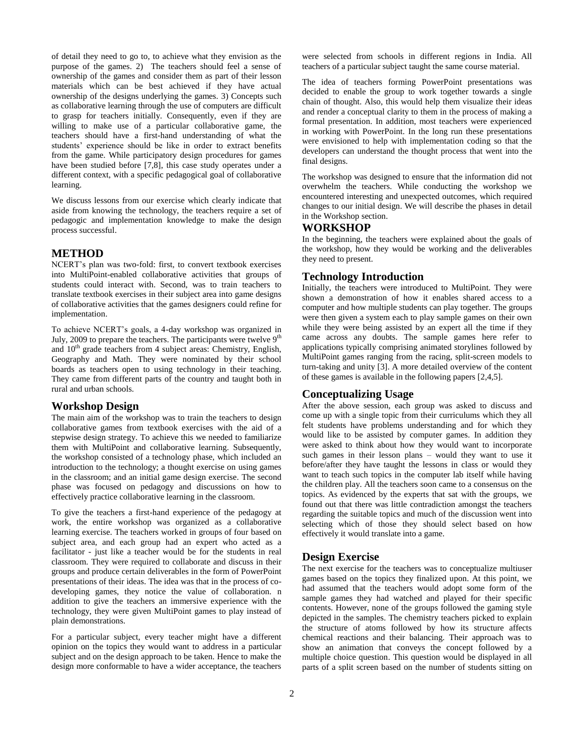of detail they need to go to, to achieve what they envision as the purpose of the games. 2) The teachers should feel a sense of ownership of the games and consider them as part of their lesson materials which can be best achieved if they have actual ownership of the designs underlying the games. 3) Concepts such as collaborative learning through the use of computers are difficult to grasp for teachers initially. Consequently, even if they are willing to make use of a particular collaborative game, the teachers should have a first-hand understanding of what the students' experience should be like in order to extract benefits from the game. While participatory design procedures for games have been studied before [7,8], this case study operates under a different context, with a specific pedagogical goal of collaborative learning.

We discuss lessons from our exercise which clearly indicate that aside from knowing the technology, the teachers require a set of pedagogic and implementation knowledge to make the design process successful.

## METHOD

NCERT's plan was two-fold: first, to convert textbook exercises into MultiPoint-enabled collaborative activities that groups of students could interact with. Second, was to train teachers to translate textbook exercises in their subject area into game designs of collaborative activities that the games designers could refine for implementation.

To achieve NCERT's goals, a 4-day workshop was organized in July, 2009 to prepare the teachers. The participants were twelve 9th and 10th grade teachers from 4 subject areas: Chemistry, English, Geography and Math. They were nominated by their school boards as teachers open to using technology in their teaching. They came from different parts of the country and taught both in rural and urban schools.

### Workshop Design

The main aim of the workshop was to train the teachers to design collaborative games from textbook exercises with the aid of a stepwise design strategy. To achieve this we needed to familiarize them with MultiPoint and collaborative learning. Subsequently, the workshop consisted of a technology phase, which included an introduction to the technology; a thought exercise on using games in the classroom; and an initial game design exercise. The second phase was focused on pedagogy and discussions on how to effectively practice collaborative learning in the classroom.

To give the teachers a first-hand experience of the pedagogy at work, the entire workshop was organized as a collaborative learning exercise. The teachers worked in groups of four based on subject area, and each group had an expert who acted as a facilitator - just like a teacher would be for the students in real classroom. They were required to collaborate and discuss in their groups and produce certain deliverables in the form of PowerPoint presentations of their ideas. The idea was that in the process of co-developing games, they notice the value of collaboration. n addition to give the teachers an immersive experience with the technology, they were given MultiPoint games to play instead of plain demonstrations.

For a particular subject, every teacher might have a different opinion on the topics they would want to address in a particular subject and on the design approach to be taken. Hence to make the design more conformable to have a wider acceptance, the teachers were selected from schools in different regions in India. All teachers of a particular subject taught the same course material.

The idea of teachers forming PowerPoint presentations was decided to enable the group to work together towards a single chain of thought. Also, this would help them visualize their ideas and render a conceptual clarity to them in the process of making a formal presentation. In addition, most teachers were experienced in working with PowerPoint. In the long run these presentations were envisioned to help with implementation coding so that the developers can understand the thought process that went into the final designs.

The workshop was designed to ensure that the information did not overwhelm the teachers. While conducting the workshop we encountered interesting and unexpected outcomes, which required changes to our initial design. We will describe the phases in detail in the Workshop section.

## WORKSHOP

In the beginning, the teachers were explained about the goals of the workshop, how they would be working and the deliverables they need to present.

### Technology Introduction

Initially, the teachers were introduced to MultiPoint. They were shown a demonstration of how it enables shared access to a computer and how multiple students can play together. The groups were then given a system each to play sample games on their own while they were being assisted by an expert all the time if they came across any doubts. The sample games here refer to applications typically comprising animated storylines followed by MultiPoint games ranging from the racing, split-screen models to turn-taking and unity [3]. A more detailed overview of the content of these games is available in the following papers [2,4,5].

### Conceptualizing Usage

After the above session, each group was asked to discuss and come up with a single topic from their curriculums which they all felt students have problems understanding and for which they would like to be assisted by computer games. In addition they were asked to think about how they would want to incorporate such games in their lesson plans – would they want to use it before/after they have taught the lessons in class or would they want to teach such topics in the computer lab itself while having the children play. All the teachers soon came to a consensus on the topics. As evidenced by the experts that sat with the groups, we found out that there was little contradiction amongst the teachers regarding the suitable topics and much of the discussion went into selecting which of those they should select based on how effectively it would translate into a game.

### Design Exercise

The next exercise for the teachers was to conceptualize multiuser games based on the topics they finalized upon. At this point, we had assumed that the teachers would adopt some form of the sample games they had watched and played for their specific contents. However, none of the groups followed the gaming style depicted in the samples. The chemistry teachers picked to explain the structure of atoms followed by how its structure affects chemical reactions and their balancing. Their approach was to show an animation that conveys the concept followed by a multiple choice question. This question would be displayed in all parts of a split screen based on the number of students sitting on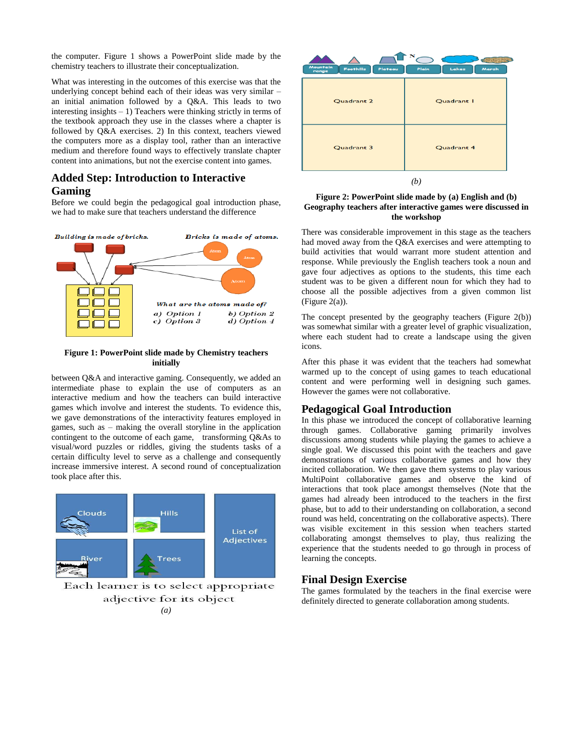the computer. Figure 1 shows a PowerPoint slide made by the chemistry teachers to illustrate their conceptualization.

What was interesting in the outcomes of this exercise was that the underlying concept behind each of their ideas was very similar – an initial animation followed by a Q&A. This leads to two interesting insights – 1) Teachers were thinking strictly in terms of the textbook approach they use in the classes where a chapter is followed by Q&A exercises. 2) In this context, teachers viewed the computers more as a display tool, rather than an interactive medium and therefore found ways to effectively translate chapter content into animations, but not the exercise content into games.

## Added Step: Introduction to Interactive Gaming

Before we could begin the pedagogical goal introduction phase, we had to make sure that teachers understand the difference between Q&A and interactive gaming. Consequently, we added an intermediate phase to explain the use of computers as an interactive medium and how the teachers can build interactive games which involve and interest the students. To evidence this, we gave demonstrations of the interactivity features employed in games, such as – making the overall storyline in the application contingent to the outcome of each game, transforming Q&As to visual/word puzzles or riddles, giving the students tasks of a certain difficulty level to serve as a challenge and consequently increase immersive interest. A second round of conceptualization took place after this.

**Figure 1: PowerPoint slide made by Chemistry teachers initially**

*(a)*

*(b)*

**Figure 2: PowerPoint slide made by (a) English and (b) Geography teachers after interactive games were discussed in the workshop**

There was considerable improvement in this stage as the teachers had moved away from the Q&A exercises and were attempting to build activities that would warrant more student attention and response. While previously the English teachers took a noun and gave four adjectives as options to the students, this time each student was to be given a different noun for which they had to choose all the possible adjectives from a given common list (Figure 2(a)).

The concept presented by the geography teachers (Figure 2(b)) was somewhat similar with a greater level of graphic visualization, where each student had to create a landscape using the given icons.

After this phase it was evident that the teachers had somewhat warmed up to the concept of using games to teach educational content and were performing well in designing such games. However the games were not collaborative.

## Pedagogical Goal Introduction

In this phase we introduced the concept of collaborative learning through games. Collaborative gaming primarily involves discussions among students while playing the games to achieve a single goal. We discussed this point with the teachers and gave demonstrations of various collaborative games and how they incited collaboration. We then gave them systems to play various MultiPoint collaborative games and observe the kind of interactions that took place amongst themselves (Note that the games had already been introduced to the teachers in the first phase, but to add to their understanding on collaboration, a second round was held, concentrating on the collaborative aspects). There was visible excitement in this session when teachers started collaborating amongst themselves to play, thus realizing the experience that the students needed to go through in process of learning the concepts.

## Final Design Exercise

The games formulated by the teachers in the final exercise were definitely directed to generate collaboration among students.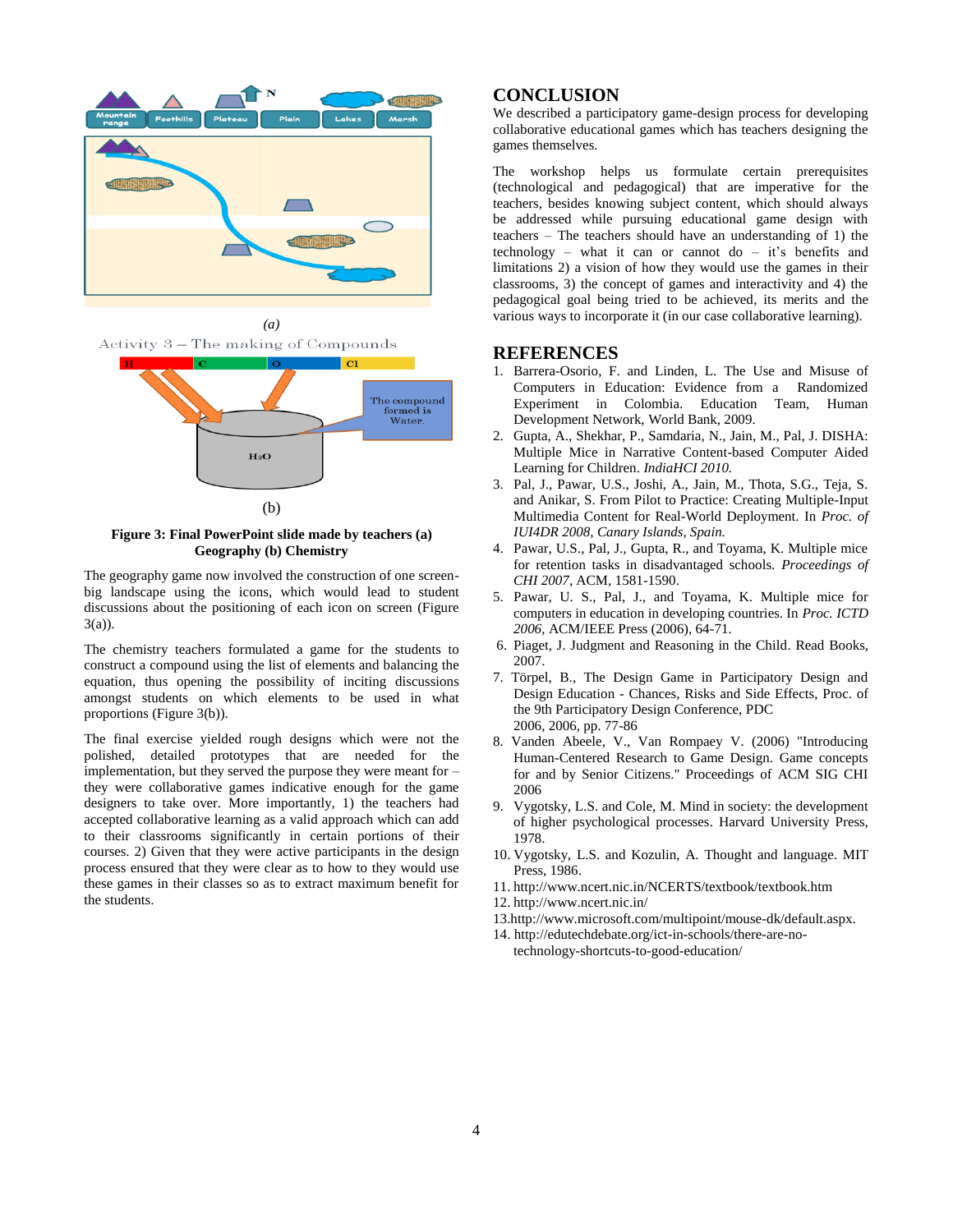Mountain range

Foothills

Plateau

Plain

Lakes

Marsh

N

*(a)*

Activity 3 – The making of Compounds

H

C

O

Cl

The compound formed is Water.

$H_2O$

(b)

**Figure 3: Final PowerPoint slide made by teachers (a) Geography (b) Chemistry**

The geography game now involved the construction of one screen-big landscape using the icons, which would lead to student discussions about the positioning of each icon on screen (Figure 3(a)).

The chemistry teachers formulated a game for the students to construct a compound using the list of elements and balancing the equation, thus opening the possibility of inciting discussions amongst students on which elements to be used in what proportions (Figure 3(b)).

The final exercise yielded rough designs which were not the polished, detailed prototypes that are needed for the implementation, but they served the purpose they were meant for – they were collaborative games indicative enough for the game designers to take over. More importantly, 1) the teachers had accepted collaborative learning as a valid approach which can add to their classrooms significantly in certain portions of their courses. 2) Given that they were active participants in the design process ensured that they were clear as to how to they would use these games in their classes so as to extract maximum benefit for the students.

## CONCLUSION

We described a participatory game-design process for developing collaborative educational games which has teachers designing the games themselves.

The workshop helps us formulate certain prerequisites (technological and pedagogical) that are imperative for the teachers, besides knowing subject content, which should always be addressed while pursuing educational game design with teachers – The teachers should have an understanding of 1) the technology – what it can or cannot do – it's benefits and limitations 2) a vision of how they would use the games in their classrooms, 3) the concept of games and interactivity and 4) the pedagogical goal being tried to be achieved, its merits and the various ways to incorporate it (in our case collaborative learning).

## REFERENCES

1. Barrera-Osorio, F. and Linden, L. The Use and Misuse of Computers in Education: Evidence from a Randomized Experiment in Colombia. Education Team, Human Development Network, World Bank, 2009.
2. Gupta, A., Sharan, P., Samdaria, N., Jain, M., Pal, J. DISHA: Multiple Mice in Narrative Content-based Computer Aided Learning for Children. *IndiaHCI 2010.*
3. Pal, J., Pawar, U.S., Joshi, A., Jain, M., Thota, S.G., Teja, S. and Anikar, S. From Pilot to Practice: Creating Multiple-Input Multimedia Content for Real-World Deployment. In *Proc. of IUI4DR 2008, Canary Islands, Spain.*
4. Pawar, U.S., Pal, J., Gupta, R., and Toyama, K. Multiple mice for retention tasks in disadvantaged schools. *Proceedings of CHI 2007*, ACM, 1581-1590.
5. Pawar, U. S., Pal, J., and Toyama, K. Multiple mice for computers in education in developing countries. In *Proc. ICTD 2006*, ACM/IEEE Press (2006), 64-71.
6. Piaget, J. Judgment and Reasoning in the Child. Read Books, 2007.
7. Törpel, B., The Design Game in Participatory Design and Design Education - Chances, Risks and Side Effects, Proc. of the 9th Participatory Design Conference, PDC 2006, 2006, pp. 77-86
8. Vanden Abeele, V., Van Rompaey V. (2006) "Introducing Human-Centered Research to Game Design. Game concepts for and by Senior Citizens." Proceedings of ACM SIG CHI 2006
9. Vygotsky, L.S. and Cole, M. Mind in society: the development of higher psychological processes. Harvard University Press, 1978.
10. Vygotsky, L.S. and Kozulin, A. Thought and language. MIT Press, 1986.
11. http://www.ncert.nic.in/NCERTS/textbook/textbook.htm
12. http://www.ncert.nic.in/
13. http://www.microsoft.com/multipoint/mouse-dk/default.aspx.
14. http://edutechdebate.org/ict-in-schools/there-are-no-technology-shortcuts-to-good-education/